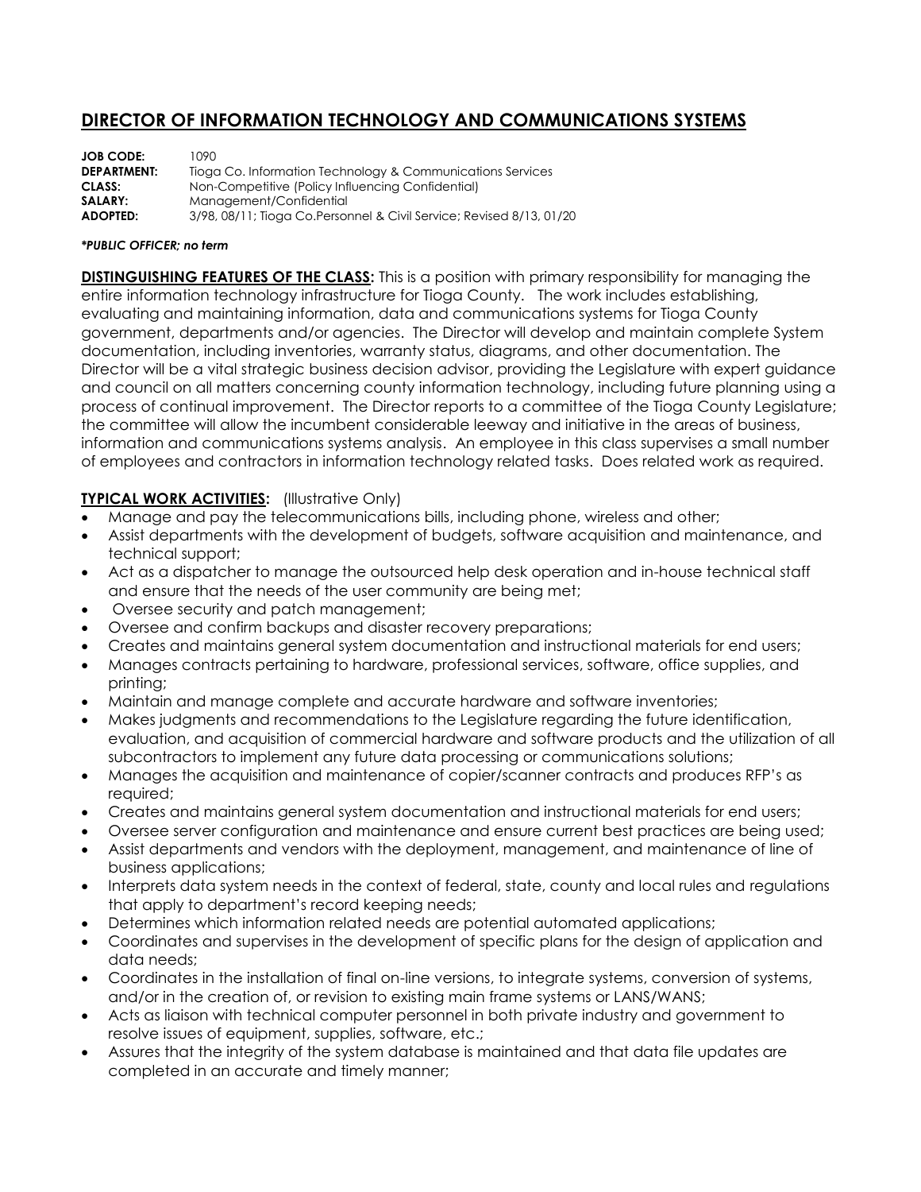# DIRECTOR OF INFORMATION TECHNOLOGY AND COMMUNICATIONS SYSTEMS

**JOB CODE:** 1090
**DEPARTMENT:** Tioga Co. Information Technology & Communications Services
**CLASS:** Non-Competitive (Policy Influencing Confidential)
**SALARY:** Management/Confidential
**ADOPTED:** 3/98, 08/11; Tioga Co.Personnel & Civil Service; Revised 8/13, 01/20

***PUBLIC OFFICER; no term***

**DISTINGUISHING FEATURES OF THE CLASS:** This is a position with primary responsibility for managing the entire information technology infrastructure for Tioga County. The work includes establishing, evaluating and maintaining information, data and communications systems for Tioga County government, departments and/or agencies. The Director will develop and maintain complete System documentation, including inventories, warranty status, diagrams, and other documentation. The Director will be a vital strategic business decision advisor, providing the Legislature with expert guidance and council on all matters concerning county information technology, including future planning using a process of continual improvement. The Director reports to a committee of the Tioga County Legislature; the committee will allow the incumbent considerable leeway and initiative in the areas of business, information and communications systems analysis. An employee in this class supervises a small number of employees and contractors in information technology related tasks. Does related work as required.

**TYPICAL WORK ACTIVITIES:** (Illustrative Only)

- Manage and pay the telecommunications bills, including phone, wireless and other;
- Assist departments with the development of budgets, software acquisition and maintenance, and technical support;
- Act as a dispatcher to manage the outsourced help desk operation and in-house technical staff and ensure that the needs of the user community are being met;
- Oversee security and patch management;
- Oversee and confirm backups and disaster recovery preparations;
- Creates and maintains general system documentation and instructional materials for end users;
- Manages contracts pertaining to hardware, professional services, software, office supplies, and printing;
- Maintain and manage complete and accurate hardware and software inventories;
- Makes judgments and recommendations to the Legislature regarding the future identification, evaluation, and acquisition of commercial hardware and software products and the utilization of all subcontractors to implement any future data processing or communications solutions;
- Manages the acquisition and maintenance of copier/scanner contracts and produces RFP's as required;
- Creates and maintains general system documentation and instructional materials for end users;
- Oversee server configuration and maintenance and ensure current best practices are being used;
- Assist departments and vendors with the deployment, management, and maintenance of line of business applications;
- Interprets data system needs in the context of federal, state, county and local rules and regulations that apply to department's record keeping needs;
- Determines which information related needs are potential automated applications;
- Coordinates and supervises in the development of specific plans for the design of application and data needs;
- Coordinates in the installation of final on-line versions, to integrate systems, conversion of systems, and/or in the creation of, or revision to existing main frame systems or LANS/WANS;
- Acts as liaison with technical computer personnel in both private industry and government to resolve issues of equipment, supplies, software, etc.;
- Assures that the integrity of the system database is maintained and that data file updates are completed in an accurate and timely manner;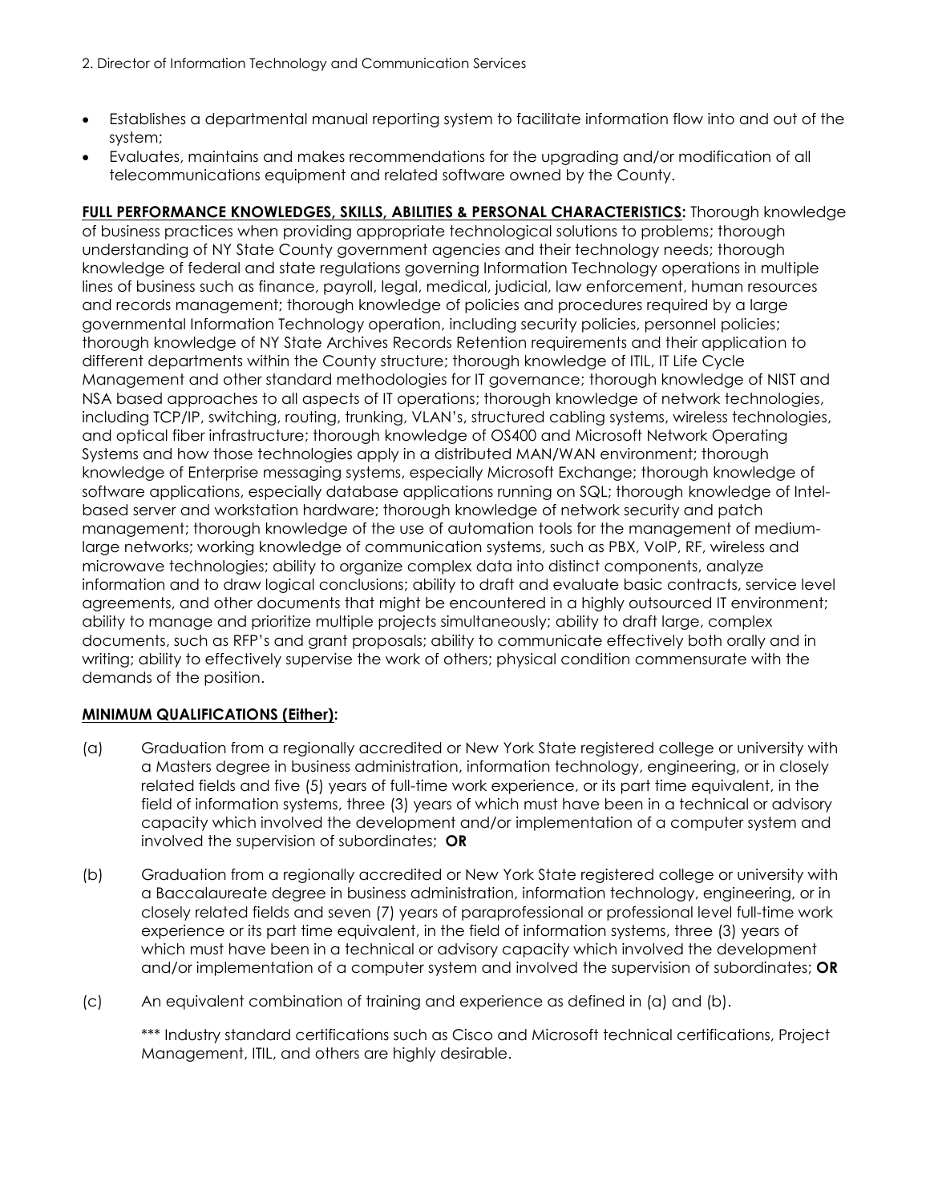- Establishes a departmental manual reporting system to facilitate information flow into and out of the system;
- Evaluates, maintains and makes recommendations for the upgrading and/or modification of all telecommunications equipment and related software owned by the County.

**FULL PERFORMANCE KNOWLEDGES, SKILLS, ABILITIES & PERSONAL CHARACTERISTICS:** Thorough knowledge of business practices when providing appropriate technological solutions to problems; thorough understanding of NY State County government agencies and their technology needs; thorough knowledge of federal and state regulations governing Information Technology operations in multiple lines of business such as finance, payroll, legal, medical, judicial, law enforcement, human resources and records management; thorough knowledge of policies and procedures required by a large governmental Information Technology operation, including security policies, personnel policies; thorough knowledge of NY State Archives Records Retention requirements and their application to different departments within the County structure; thorough knowledge of ITIL, IT Life Cycle Management and other standard methodologies for IT governance; thorough knowledge of NIST and NSA based approaches to all aspects of IT operations; thorough knowledge of network technologies, including TCP/IP, switching, routing, trunking, VLAN's, structured cabling systems, wireless technologies, and optical fiber infrastructure; thorough knowledge of OS400 and Microsoft Network Operating Systems and how those technologies apply in a distributed MAN/WAN environment; thorough knowledge of Enterprise messaging systems, especially Microsoft Exchange; thorough knowledge of software applications, especially database applications running on SQL; thorough knowledge of Intel-based server and workstation hardware; thorough knowledge of network security and patch management; thorough knowledge of the use of automation tools for the management of medium-large networks; working knowledge of communication systems, such as PBX, VoIP, RF, wireless and microwave technologies; ability to organize complex data into distinct components, analyze information and to draw logical conclusions; ability to draft and evaluate basic contracts, service level agreements, and other documents that might be encountered in a highly outsourced IT environment; ability to manage and prioritize multiple projects simultaneously; ability to draft large, complex documents, such as RFP's and grant proposals; ability to communicate effectively both orally and in writing; ability to effectively supervise the work of others; physical condition commensurate with the demands of the position.

**MINIMUM QUALIFICATIONS (Either):**

(a) Graduation from a regionally accredited or New York State registered college or university with a Masters degree in business administration, information technology, engineering, or in closely related fields and five (5) years of full-time work experience, or its part time equivalent, in the field of information systems, three (3) years of which must have been in a technical or advisory capacity which involved the development and/or implementation of a computer system and involved the supervision of subordinates; **OR**

(b) Graduation from a regionally accredited or New York State registered college or university with a Baccalaureate degree in business administration, information technology, engineering, or in closely related fields and seven (7) years of paraprofessional or professional level full-time work experience or its part time equivalent, in the field of information systems, three (3) years of which must have been in a technical or advisory capacity which involved the development and/or implementation of a computer system and involved the supervision of subordinates; **OR**

(c) An equivalent combination of training and experience as defined in (a) and (b).

*** Industry standard certifications such as Cisco and Microsoft technical certifications, Project Management, ITIL, and others are highly desirable.